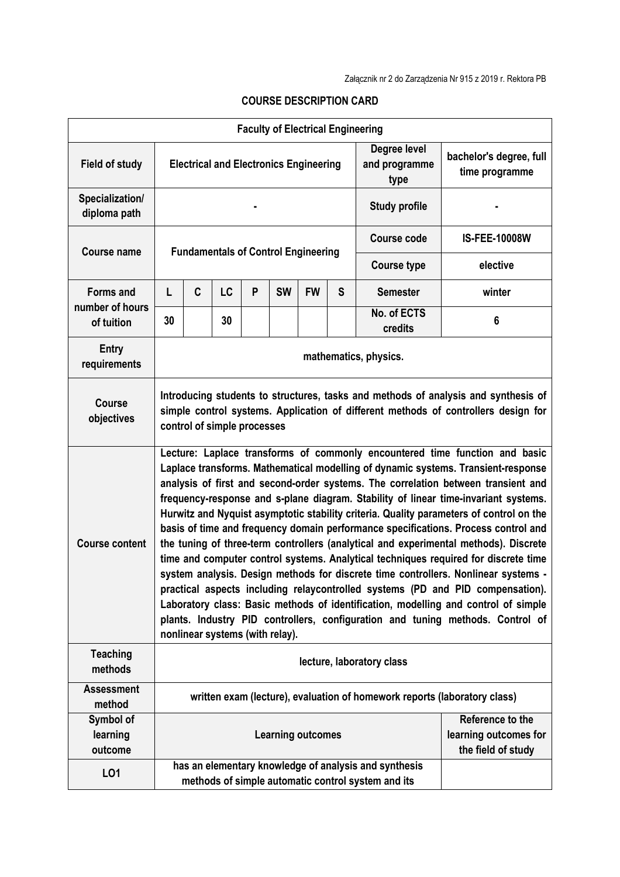Załącznik nr 2 do Zarządzenia Nr 915 z 2019 r. Rektora PB

## COURSE DESCRIPTION CARD

| Faculty of Electrical Engineering | | | | | | | | | |
|---|---|---|---|---|---|---|---|---|---|
| **Field of study** | **Electrical and Electronics Engineering** | | | | | | | **Degree level and programme type** | **bachelor's degree, full time programme** |
| **Specialization/ diploma path** | **-** | | | | | | | **Study profile** | **-** |
| **Course name** | **Fundamentals of Control Engineering** | | | | | | | **Course code** | **IS-FEE-10008W** |
| | | | | | | | | **Course type** | **elective** |
| **Forms and number of hours of tuition** | **L** | **C** | **LC** | **P** | **SW** | **FW** | **S** | **Semester** | **winter** |
| | **30** | | **30** | | | | | **No. of ECTS credits** | **6** |
| **Entry requirements** | **mathematics, physics.** | | | | | | | | |
| **Course objectives** | **Introducing students to structures, tasks and methods of analysis and synthesis of simple control systems. Application of different methods of controllers design for control of simple processes** | | | | | | | | |
| **Course content** | **Lecture: Laplace transforms of commonly encountered time function and basic Laplace transforms. Mathematical modelling of dynamic systems. Transient-response analysis of first and second-order systems. The correlation between transient and frequency-response and s-plane diagram. Stability of linear time-invariant systems. Hurwitz and Nyquist asymptotic stability criteria. Quality parameters of control on the basis of time and frequency domain performance specifications. Process control and the tuning of three-term controllers (analytical and experimental methods). Discrete time and computer control systems. Analytical techniques required for discrete time system analysis. Design methods for discrete time controllers. Nonlinear systems - practical aspects including relaycontrolled systems (PD and PID compensation). Laboratory class: Basic methods of identification, modelling and control of simple plants. Industry PID controllers, configuration and tuning methods. Control of nonlinear systems (with relay).** | | | | | | | | |
| **Teaching methods** | **lecture, laboratory class** | | | | | | | | |
| **Assessment method** | **written exam (lecture), evaluation of homework reports (laboratory class)** | | | | | | | | |
| **Symbol of learning outcome** | **Learning outcomes** | | | | | | | | **Reference to the learning outcomes for the field of study** |
| **LO1** | **has an elementary knowledge of analysis and synthesis methods of simple automatic control system and its** | | | | | | | | |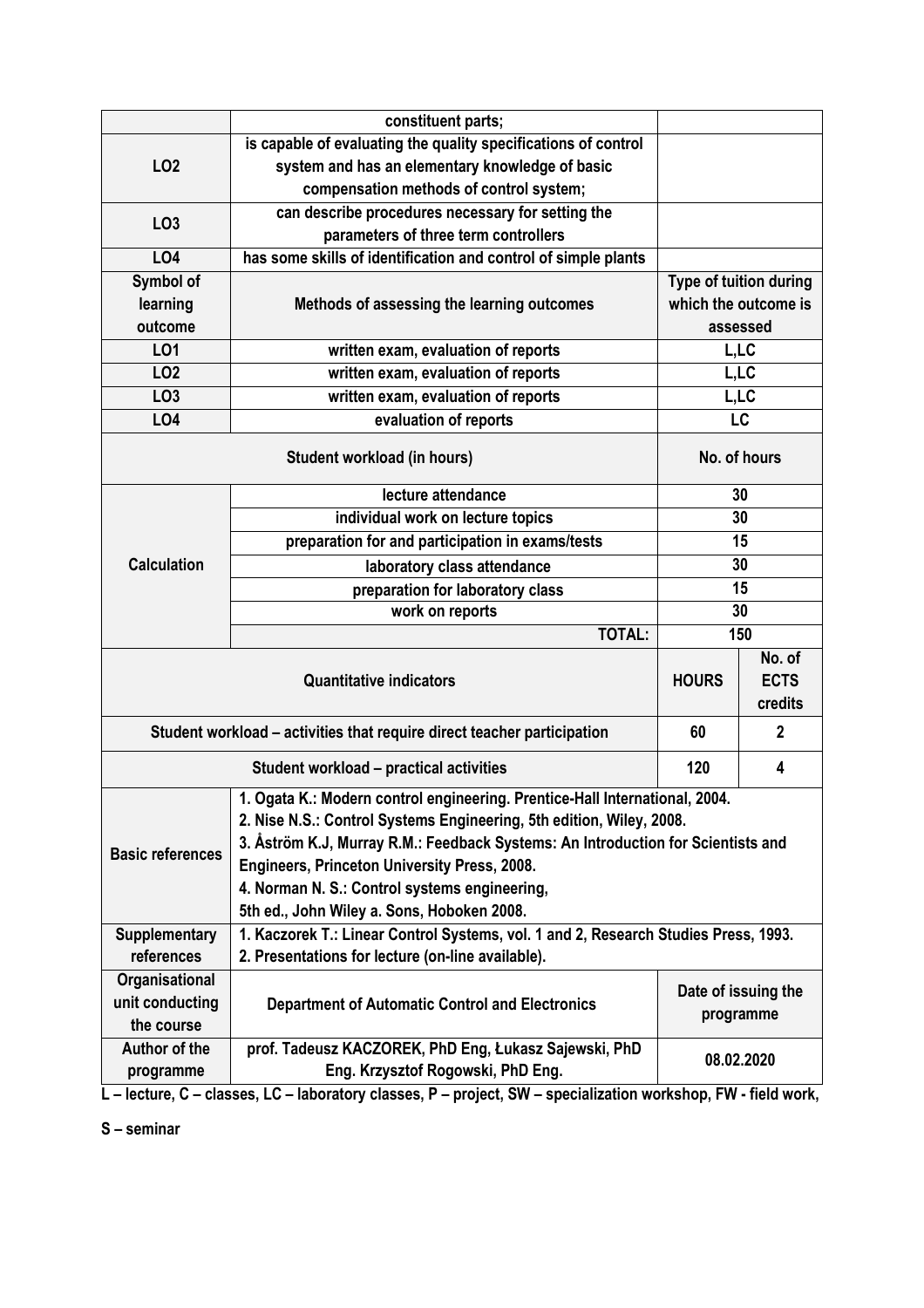| | | | |
|---|---|---|---|
| | constituent parts; | | |
| LO2 | is capable of evaluating the quality specifications of control system and has an elementary knowledge of basic compensation methods of control system; | | |
| LO3 | can describe procedures necessary for setting the parameters of three term controllers | | |
| LO4 | has some skills of identification and control of simple plants | | |
| **Symbol of learning outcome** | **Methods of assessing the learning outcomes** | **Type of tuition during which the outcome is assessed** | |
| LO1 | written exam, evaluation of reports | L,LC | |
| LO2 | written exam, evaluation of reports | L,LC | |
| LO3 | written exam, evaluation of reports | L,LC | |
| LO4 | evaluation of reports | LC | |
| **Student workload (in hours)** | | **No. of hours** | |
| **Calculation** | lecture attendance | 30 | |
| | individual work on lecture topics | 30 | |
| | preparation for and participation in exams/tests | 15 | |
| | laboratory class attendance | 30 | |
| | preparation for laboratory class | 15 | |
| | work on reports | 30 | |
| | **TOTAL:** | 150 | |
| **Quantitative indicators** | | **HOURS** | **No. of ECTS credits** |
| Student workload – activities that require direct teacher participation | | 60 | 2 |
| Student workload – practical activities | | 120 | 4 |
| **Basic references** | 1. Ogata K.: Modern control engineering. Prentice-Hall International, 2004.<br>2. Nise N.S.: Control Systems Engineering, 5th edition, Wiley, 2008.<br>3. Åström K.J, Murray R.M.: Feedback Systems: An Introduction for Scientists and Engineers, Princeton University Press, 2008.<br>4. Norman N. S.: Control systems engineering, 5th ed., John Wiley a. Sons, Hoboken 2008. | | |
| **Supplementary references** | 1. Kaczorek T.: Linear Control Systems, vol. 1 and 2, Research Studies Press, 1993.<br>2. Presentations for lecture (on-line available). | | |
| **Organisational unit conducting the course** | Department of Automatic Control and Electronics | **Date of issuing the programme** | |
| **Author of the programme** | prof. Tadeusz KACZOREK, PhD Eng, Łukasz Sajewski, PhD Eng. Krzysztof Rogowski, PhD Eng. | 08.02.2020 | |

L – lecture, C – classes, LC – laboratory classes, P – project, SW – specialization workshop, FW - field work, S – seminar